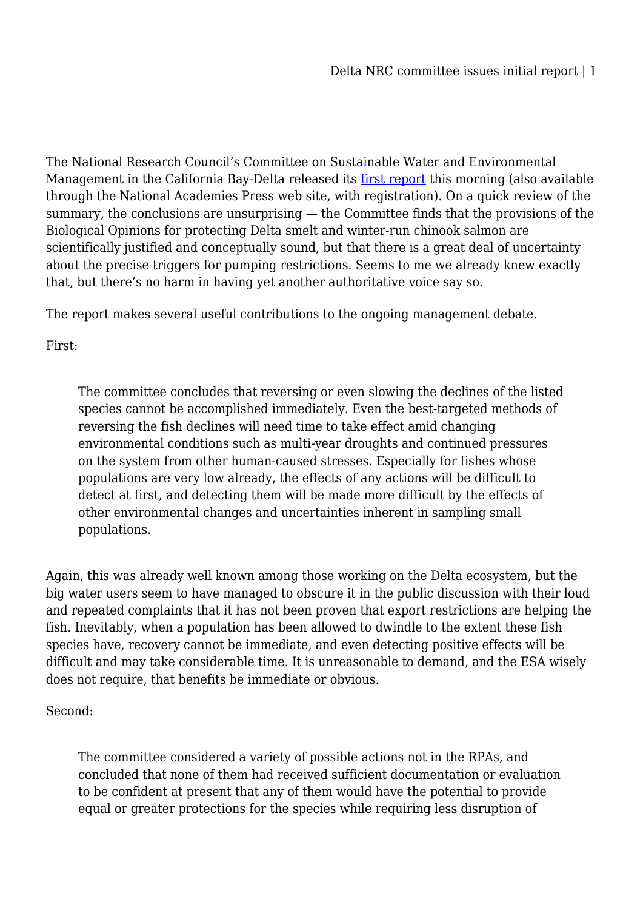The National Research Council's Committee on Sustainable Water and Environmental Management in the California Bay-Delta released its first report this morning (also available through the National Academies Press web site, with registration). On a quick review of the summary, the conclusions are unsurprising — the Committee finds that the provisions of the Biological Opinions for protecting Delta smelt and winter-run chinook salmon are scientifically justified and conceptually sound, but that there is a great deal of uncertainty about the precise triggers for pumping restrictions. Seems to me we already knew exactly that, but there's no harm in having yet another authoritative voice say so.

The report makes several useful contributions to the ongoing management debate.

First:

> The committee concludes that reversing or even slowing the declines of the listed species cannot be accomplished immediately. Even the best-targeted methods of reversing the fish declines will need time to take effect amid changing environmental conditions such as multi-year droughts and continued pressures on the system from other human-caused stresses. Especially for fishes whose populations are very low already, the effects of any actions will be difficult to detect at first, and detecting them will be made more difficult by the effects of other environmental changes and uncertainties inherent in sampling small populations.

Again, this was already well known among those working on the Delta ecosystem, but the big water users seem to have managed to obscure it in the public discussion with their loud and repeated complaints that it has not been proven that export restrictions are helping the fish. Inevitably, when a population has been allowed to dwindle to the extent these fish species have, recovery cannot be immediate, and even detecting positive effects will be difficult and may take considerable time. It is unreasonable to demand, and the ESA wisely does not require, that benefits be immediate or obvious.

Second:

> The committee considered a variety of possible actions not in the RPAs, and concluded that none of them had received sufficient documentation or evaluation to be confident at present that any of them would have the potential to provide equal or greater protections for the species while requiring less disruption of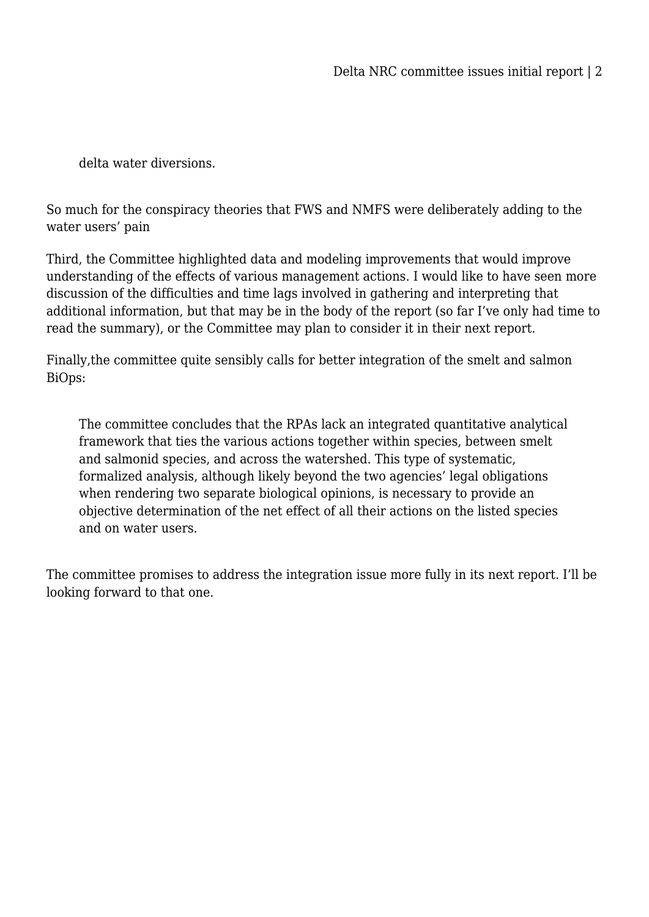> delta water diversions.

So much for the conspiracy theories that FWS and NMFS were deliberately adding to the water users' pain

Third, the Committee highlighted data and modeling improvements that would improve understanding of the effects of various management actions. I would like to have seen more discussion of the difficulties and time lags involved in gathering and interpreting that additional information, but that may be in the body of the report (so far I've only had time to read the summary), or the Committee may plan to consider it in their next report.

Finally,the committee quite sensibly calls for better integration of the smelt and salmon BiOps:

> The committee concludes that the RPAs lack an integrated quantitative analytical framework that ties the various actions together within species, between smelt and salmonid species, and across the watershed. This type of systematic, formalized analysis, although likely beyond the two agencies' legal obligations when rendering two separate biological opinions, is necessary to provide an objective determination of the net effect of all their actions on the listed species and on water users.

The committee promises to address the integration issue more fully in its next report. I'll be looking forward to that one.